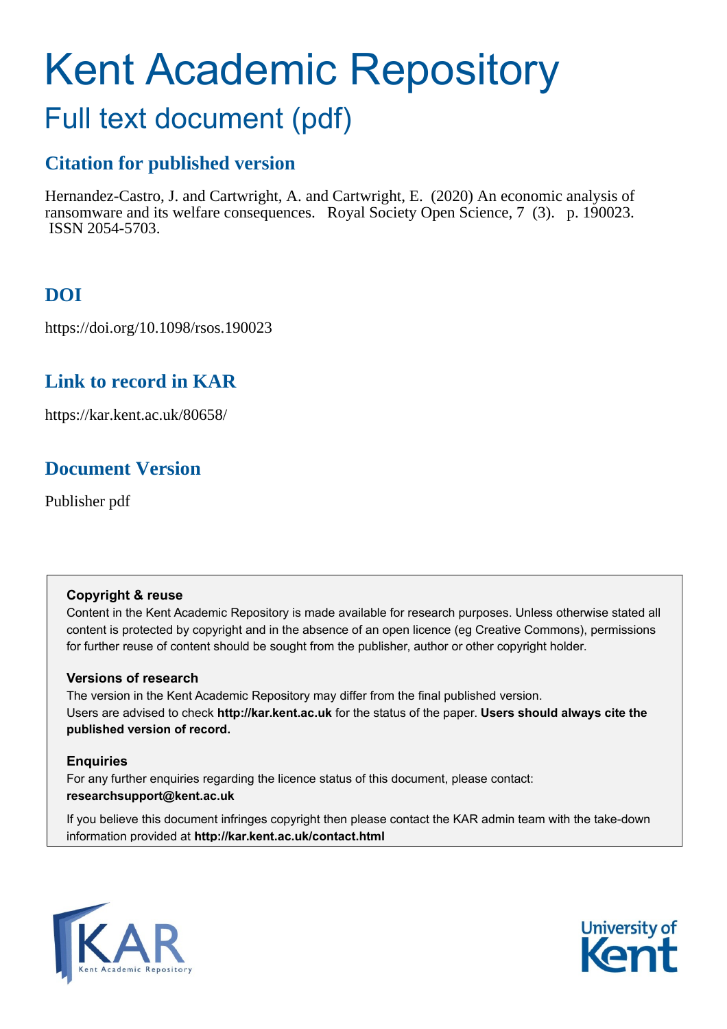# Kent Academic Repository

## Full text document (pdf)

## Citation for published version

Hernandez-Castro, J. and Cartwright, A. and Cartwright, E. (2020) An economic analysis of ransomware and its welfare consequences. Royal Society Open Science, 7 (3). p. 190023. ISSN 2054-5703.

## DOI

https://doi.org/10.1098/rsos.190023

## Link to record in KAR

https://kar.kent.ac.uk/80658/

## Document Version

Publisher pdf

### Copyright & reuse

Content in the Kent Academic Repository is made available for research purposes. Unless otherwise stated all content is protected by copyright and in the absence of an open licence (eg Creative Commons), permissions for further reuse of content should be sought from the publisher, author or other copyright holder.

### Versions of research

The version in the Kent Academic Repository may differ from the final published version. Users are advised to check **http://kar.kent.ac.uk** for the status of the paper. **Users should always cite the published version of record.**

### Enquiries

For any further enquiries regarding the licence status of this document, please contact: **researchsupport@kent.ac.uk**

If you believe this document infringes copyright then please contact the KAR admin team with the take-down information provided at **http://kar.kent.ac.uk/contact.html**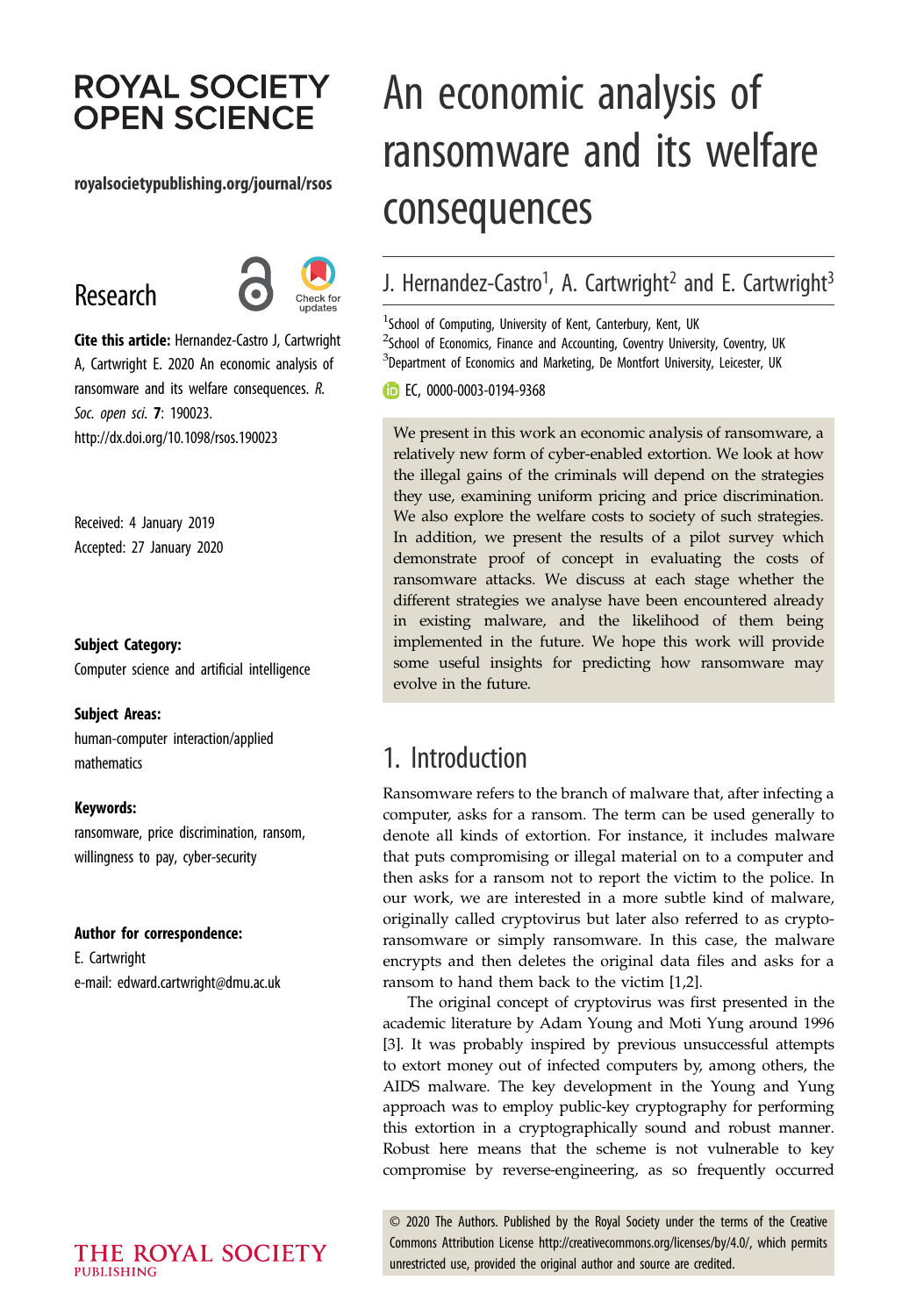ROYAL SOCIETY OPEN SCIENCE

royalsocietypublishing.org/journal/rsos

Research

**Cite this article:** Hernandez-Castro J, Cartwright A, Cartwright E. 2020 An economic analysis of ransomware and its welfare consequences. *R. Soc. open sci.* **7**: 190023. http://dx.doi.org/10.1098/rsos.190023

Received: 4 January 2019
Accepted: 27 January 2020

**Subject Category:**
Computer science and artificial intelligence

**Subject Areas:**
human-computer interaction/applied mathematics

**Keywords:**
ransomware, price discrimination, ransom, willingness to pay, cyber-security

**Author for correspondence:**
E. Cartwright
e-mail: edward.cartwright@dmu.ac.uk

# An economic analysis of ransomware and its welfare consequences

J. Hernandez-Castro[1], A. Cartwright[2] and E. Cartwright[3]

[1]School of Computing, University of Kent, Canterbury, Kent, UK
[2]School of Economics, Finance and Accounting, Coventry University, Coventry, UK
[3]Department of Economics and Marketing, De Montfort University, Leicester, UK

EC, 0000-0003-0194-9368

We present in this work an economic analysis of ransomware, a relatively new form of cyber-enabled extortion. We look at how the illegal gains of the criminals will depend on the strategies they use, examining uniform pricing and price discrimination. We also explore the welfare costs to society of such strategies. In addition, we present the results of a pilot survey which demonstrate proof of concept in evaluating the costs of ransomware attacks. We discuss at each stage whether the different strategies we analyse have been encountered already in existing malware, and the likelihood of them being implemented in the future. We hope this work will provide some useful insights for predicting how ransomware may evolve in the future.

## 1. Introduction

Ransomware refers to the branch of malware that, after infecting a computer, asks for a ransom. The term can be used generally to denote all kinds of extortion. For instance, it includes malware that puts compromising or illegal material on to a computer and then asks for a ransom not to report the victim to the police. In our work, we are interested in a more subtle kind of malware, originally called cryptovirus but later also referred to as crypto-ransomware or simply ransomware. In this case, the malware encrypts and then deletes the original data files and asks for a ransom to hand them back to the victim [1,2].

The original concept of cryptovirus was first presented in the academic literature by Adam Young and Moti Yung around 1996 [3]. It was probably inspired by previous unsuccessful attempts to extort money out of infected computers by, among others, the AIDS malware. The key development in the Young and Yung approach was to employ public-key cryptography for performing this extortion in a cryptographically sound and robust manner. Robust here means that the scheme is not vulnerable to key compromise by reverse-engineering, as so frequently occurred

© 2020 The Authors. Published by the Royal Society under the terms of the Creative Commons Attribution License http://creativecommons.org/licenses/by/4.0/, which permits unrestricted use, provided the original author and source are credited.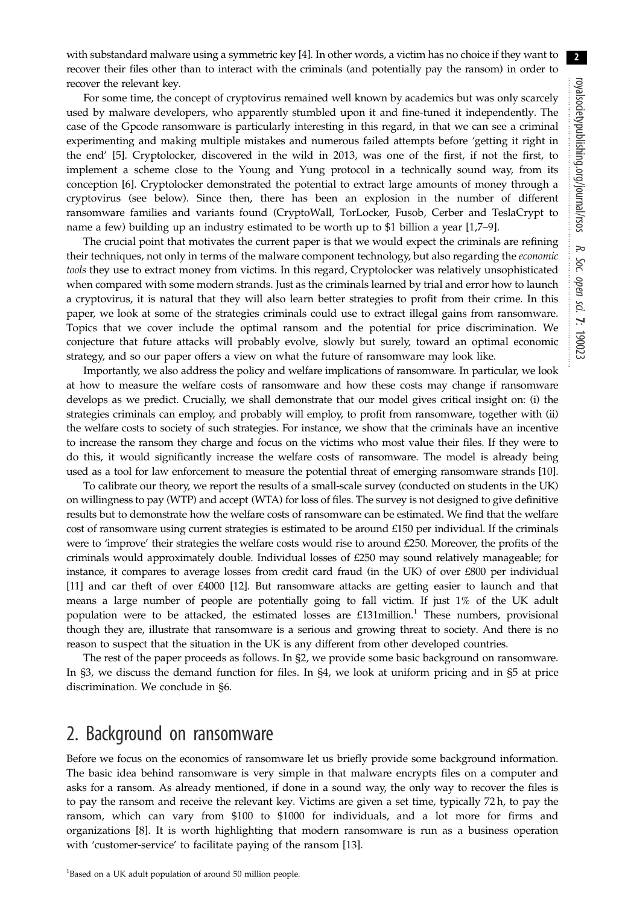with substandard malware using a symmetric key [4]. In other words, a victim has no choice if they want to recover their files other than to interact with the criminals (and potentially pay the ransom) in order to recover the relevant key.

For some time, the concept of cryptovirus remained well known by academics but was only scarcely used by malware developers, who apparently stumbled upon it and fine-tuned it independently. The case of the Gpcode ransomware is particularly interesting in this regard, in that we can see a criminal experimenting and making multiple mistakes and numerous failed attempts before 'getting it right in the end' [5]. Cryptolocker, discovered in the wild in 2013, was one of the first, if not the first, to implement a scheme close to the Young and Yung protocol in a technically sound way, from its conception [6]. Cryptolocker demonstrated the potential to extract large amounts of money through a cryptovirus (see below). Since then, there has been an explosion in the number of different ransomware families and variants found (CryptoWall, TorLocker, Fusob, Cerber and TeslaCrypt to name a few) building up an industry estimated to be worth up to $1 billion a year [1,7–9].

The crucial point that motivates the current paper is that we would expect the criminals are refining their techniques, not only in terms of the malware component technology, but also regarding the *economic tools* they use to extract money from victims. In this regard, Cryptolocker was relatively unsophisticated when compared with some modern strands. Just as the criminals learned by trial and error how to launch a cryptovirus, it is natural that they will also learn better strategies to profit from their crime. In this paper, we look at some of the strategies criminals could use to extract illegal gains from ransomware. Topics that we cover include the optimal ransom and the potential for price discrimination. We conjecture that future attacks will probably evolve, slowly but surely, toward an optimal economic strategy, and so our paper offers a view on what the future of ransomware may look like.

Importantly, we also address the policy and welfare implications of ransomware. In particular, we look at how to measure the welfare costs of ransomware and how these costs may change if ransomware develops as we predict. Crucially, we shall demonstrate that our model gives critical insight on: (i) the strategies criminals can employ, and probably will employ, to profit from ransomware, together with (ii) the welfare costs to society of such strategies. For instance, we show that the criminals have an incentive to increase the ransom they charge and focus on the victims who most value their files. If they were to do this, it would significantly increase the welfare costs of ransomware. The model is already being used as a tool for law enforcement to measure the potential threat of emerging ransomware strands [10].

To calibrate our theory, we report the results of a small-scale survey (conducted on students in the UK) on willingness to pay (WTP) and accept (WTA) for loss of files. The survey is not designed to give definitive results but to demonstrate how the welfare costs of ransomware can be estimated. We find that the welfare cost of ransomware using current strategies is estimated to be around £150 per individual. If the criminals were to 'improve' their strategies the welfare costs would rise to around £250. Moreover, the profits of the criminals would approximately double. Individual losses of £250 may sound relatively manageable; for instance, it compares to average losses from credit card fraud (in the UK) of over £800 per individual [11] and car theft of over £4000 [12]. But ransomware attacks are getting easier to launch and that means a large number of people are potentially going to fall victim. If just 1% of the UK adult population were to be attacked, the estimated losses are £131million.[1] These numbers, provisional though they are, illustrate that ransomware is a serious and growing threat to society. And there is no reason to suspect that the situation in the UK is any different from other developed countries.

The rest of the paper proceeds as follows. In §2, we provide some basic background on ransomware. In §3, we discuss the demand function for files. In §4, we look at uniform pricing and in §5 at price discrimination. We conclude in §6.

## 2. Background on ransomware

Before we focus on the economics of ransomware let us briefly provide some background information. The basic idea behind ransomware is very simple in that malware encrypts files on a computer and asks for a ransom. As already mentioned, if done in a sound way, the only way to recover the files is to pay the ransom and receive the relevant key. Victims are given a set time, typically 72 h, to pay the ransom, which can vary from $100 to $1000 for individuals, and a lot more for firms and organizations [8]. It is worth highlighting that modern ransomware is run as a business operation with 'customer-service' to facilitate paying of the ransom [13].

[1] Based on a UK adult population of around 50 million people.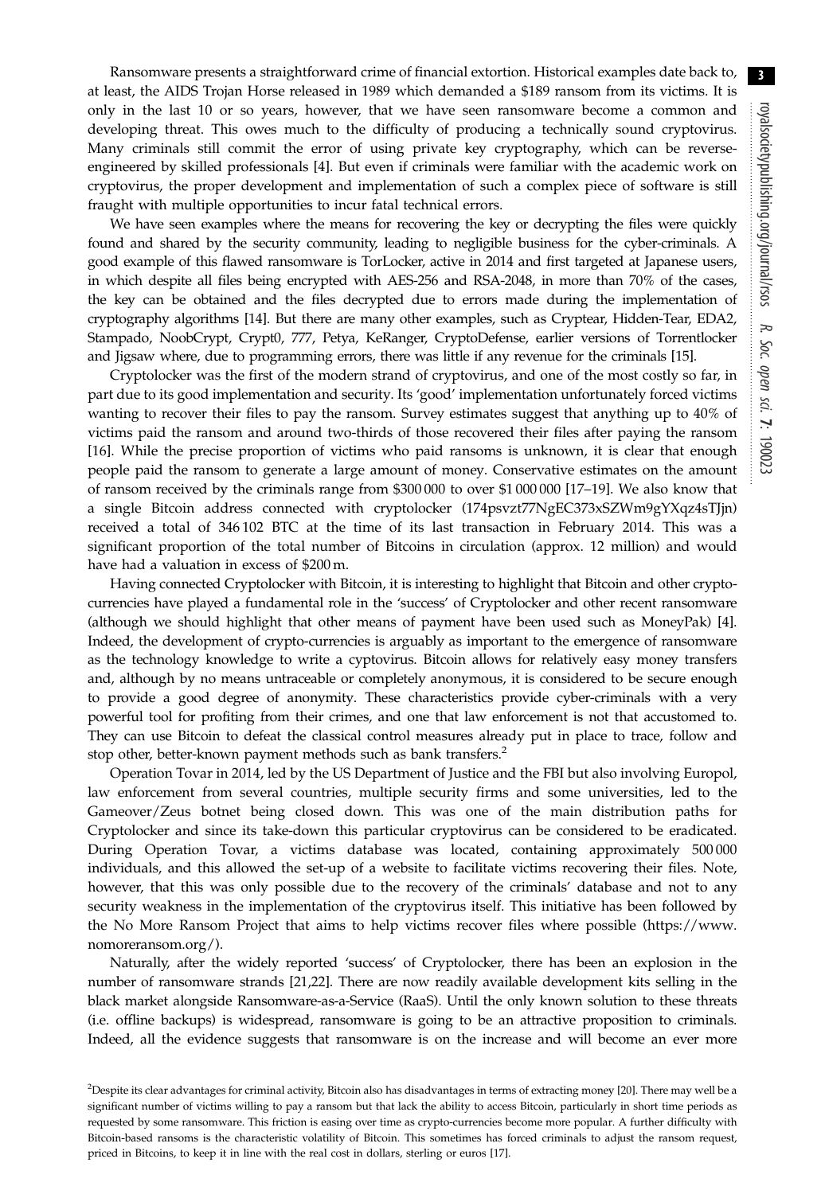Ransomware presents a straightforward crime of financial extortion. Historical examples date back to, at least, the AIDS Trojan Horse released in 1989 which demanded a $189 ransom from its victims. It is only in the last 10 or so years, however, that we have seen ransomware become a common and developing threat. This owes much to the difficulty of producing a technically sound cryptovirus. Many criminals still commit the error of using private key cryptography, which can be reverse-engineered by skilled professionals [4]. But even if criminals were familiar with the academic work on cryptovirus, the proper development and implementation of such a complex piece of software is still fraught with multiple opportunities to incur fatal technical errors.

We have seen examples where the means for recovering the key or decrypting the files were quickly found and shared by the security community, leading to negligible business for the cyber-criminals. A good example of this flawed ransomware is TorLocker, active in 2014 and first targeted at Japanese users, in which despite all files being encrypted with AES-256 and RSA-2048, in more than 70% of the cases, the key can be obtained and the files decrypted due to errors made during the implementation of cryptography algorithms [14]. But there are many other examples, such as Cryptear, Hidden-Tear, EDA2, Stampado, NoobCrypt, Crypt0, 777, Petya, KeRanger, CryptoDefense, earlier versions of Torrentlocker and Jigsaw where, due to programming errors, there was little if any revenue for the criminals [15].

Cryptolocker was the first of the modern strand of cryptovirus, and one of the most costly so far, in part due to its good implementation and security. Its 'good' implementation unfortunately forced victims wanting to recover their files to pay the ransom. Survey estimates suggest that anything up to 40% of victims paid the ransom and around two-thirds of those recovered their files after paying the ransom [16]. While the precise proportion of victims who paid ransoms is unknown, it is clear that enough people paid the ransom to generate a large amount of money. Conservative estimates on the amount of ransom received by the criminals range from $300 000 to over $1 000 000 [17–19]. We also know that a single Bitcoin address connected with cryptolocker (174psvzt77NgEC373xSZWm9gYXqz4sTJjn) received a total of 346 102 BTC at the time of its last transaction in February 2014. This was a significant proportion of the total number of Bitcoins in circulation (approx. 12 million) and would have had a valuation in excess of $200 m.

Having connected Cryptolocker with Bitcoin, it is interesting to highlight that Bitcoin and other crypto-currencies have played a fundamental role in the 'success' of Cryptolocker and other recent ransomware (although we should highlight that other means of payment have been used such as MoneyPak) [4]. Indeed, the development of crypto-currencies is arguably as important to the emergence of ransomware as the technology knowledge to write a cyptovirus. Bitcoin allows for relatively easy money transfers and, although by no means untraceable or completely anonymous, it is considered to be secure enough to provide a good degree of anonymity. These characteristics provide cyber-criminals with a very powerful tool for profiting from their crimes, and one that law enforcement is not that accustomed to. They can use Bitcoin to defeat the classical control measures already put in place to trace, follow and stop other, better-known payment methods such as bank transfers.[2]

Operation Tovar in 2014, led by the US Department of Justice and the FBI but also involving Europol, law enforcement from several countries, multiple security firms and some universities, led to the Gameover/Zeus botnet being closed down. This was one of the main distribution paths for Cryptolocker and since its take-down this particular cryptovirus can be considered to be eradicated. During Operation Tovar, a victims database was located, containing approximately 500 000 individuals, and this allowed the set-up of a website to facilitate victims recovering their files. Note, however, that this was only possible due to the recovery of the criminals' database and not to any security weakness in the implementation of the cryptovirus itself. This initiative has been followed by the No More Ransom Project that aims to help victims recover files where possible (https://www.nomoreransom.org/).

Naturally, after the widely reported 'success' of Cryptolocker, there has been an explosion in the number of ransomware strands [21,22]. There are now readily available development kits selling in the black market alongside Ransomware-as-a-Service (RaaS). Until the only known solution to these threats (i.e. offline backups) is widespread, ransomware is going to be an attractive proposition to criminals. Indeed, all the evidence suggests that ransomware is on the increase and will become an ever more

[2]Despite its clear advantages for criminal activity, Bitcoin also has disadvantages in terms of extracting money [20]. There may well be a significant number of victims willing to pay a ransom but that lack the ability to access Bitcoin, particularly in short time periods as requested by some ransomware. This friction is easing over time as crypto-currencies become more popular. A further difficulty with Bitcoin-based ransoms is the characteristic volatility of Bitcoin. This sometimes has forced criminals to adjust the ransom request, priced in Bitcoins, to keep it in line with the real cost in dollars, sterling or euros [17].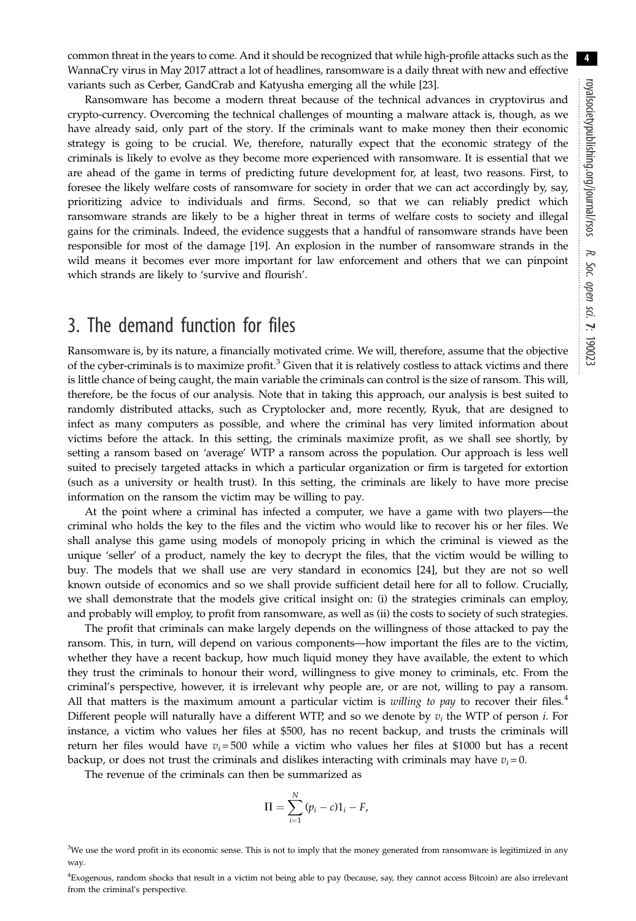common threat in the years to come. And it should be recognized that while high-profile attacks such as the WannaCry virus in May 2017 attract a lot of headlines, ransomware is a daily threat with new and effective variants such as Cerber, GandCrab and Katyusha emerging all the while [23].

Ransomware has become a modern threat because of the technical advances in cryptovirus and crypto-currency. Overcoming the technical challenges of mounting a malware attack is, though, as we have already said, only part of the story. If the criminals want to make money then their economic strategy is going to be crucial. We, therefore, naturally expect that the economic strategy of the criminals is likely to evolve as they become more experienced with ransomware. It is essential that we are ahead of the game in terms of predicting future development for, at least, two reasons. First, to foresee the likely welfare costs of ransomware for society in order that we can act accordingly by, say, prioritizing advice to individuals and firms. Second, so that we can reliably predict which ransomware strands are likely to be a higher threat in terms of welfare costs to society and illegal gains for the criminals. Indeed, the evidence suggests that a handful of ransomware strands have been responsible for most of the damage [19]. An explosion in the number of ransomware strands in the wild means it becomes ever more important for law enforcement and others that we can pinpoint which strands are likely to 'survive and flourish'.

## 3. The demand function for files

Ransomware is, by its nature, a financially motivated crime. We will, therefore, assume that the objective of the cyber-criminals is to maximize profit.[3] Given that it is relatively costless to attack victims and there is little chance of being caught, the main variable the criminals can control is the size of ransom. This will, therefore, be the focus of our analysis. Note that in taking this approach, our analysis is best suited to randomly distributed attacks, such as Cryptolocker and, more recently, Ryuk, that are designed to infect as many computers as possible, and where the criminal has very limited information about victims before the attack. In this setting, the criminals maximize profit, as we shall see shortly, by setting a ransom based on 'average' WTP a ransom across the population. Our approach is less well suited to precisely targeted attacks in which a particular organization or firm is targeted for extortion (such as a university or health trust). In this setting, the criminals are likely to have more precise information on the ransom the victim may be willing to pay.

At the point where a criminal has infected a computer, we have a game with two players—the criminal who holds the key to the files and the victim who would like to recover his or her files. We shall analyse this game using models of monopoly pricing in which the criminal is viewed as the unique 'seller' of a product, namely the key to decrypt the files, that the victim would be willing to buy. The models that we shall use are very standard in economics [24], but they are not so well known outside of economics and so we shall provide sufficient detail here for all to follow. Crucially, we shall demonstrate that the models give critical insight on: (i) the strategies criminals can employ, and probably will employ, to profit from ransomware, as well as (ii) the costs to society of such strategies.

The profit that criminals can make largely depends on the willingness of those attacked to pay the ransom. This, in turn, will depend on various components—how important the files are to the victim, whether they have a recent backup, how much liquid money they have available, the extent to which they trust the criminals to honour their word, willingness to give money to criminals, etc. From the criminal's perspective, however, it is irrelevant why people are, or are not, willing to pay a ransom. All that matters is the maximum amount a particular victim is *willing to pay* to recover their files.[4] Different people will naturally have a different WTP, and so we denote by $v_i$ the WTP of person $i$. For instance, a victim who values her files at \$500, has no recent backup, and trusts the criminals will return her files would have $v_i = 500$ while a victim who values her files at \$1000 but has a recent backup, or does not trust the criminals and dislikes interacting with criminals may have $v_i = 0$.

The revenue of the criminals can then be summarized as

$$\Pi = \sum_{i=1}^{N} (p_i - c)1_i - F,$$

[3] We use the word profit in its economic sense. This is not to imply that the money generated from ransomware is legitimized in any way.

[4] Exogenous, random shocks that result in a victim not being able to pay (because, say, they cannot access Bitcoin) are also irrelevant from the criminal's perspective.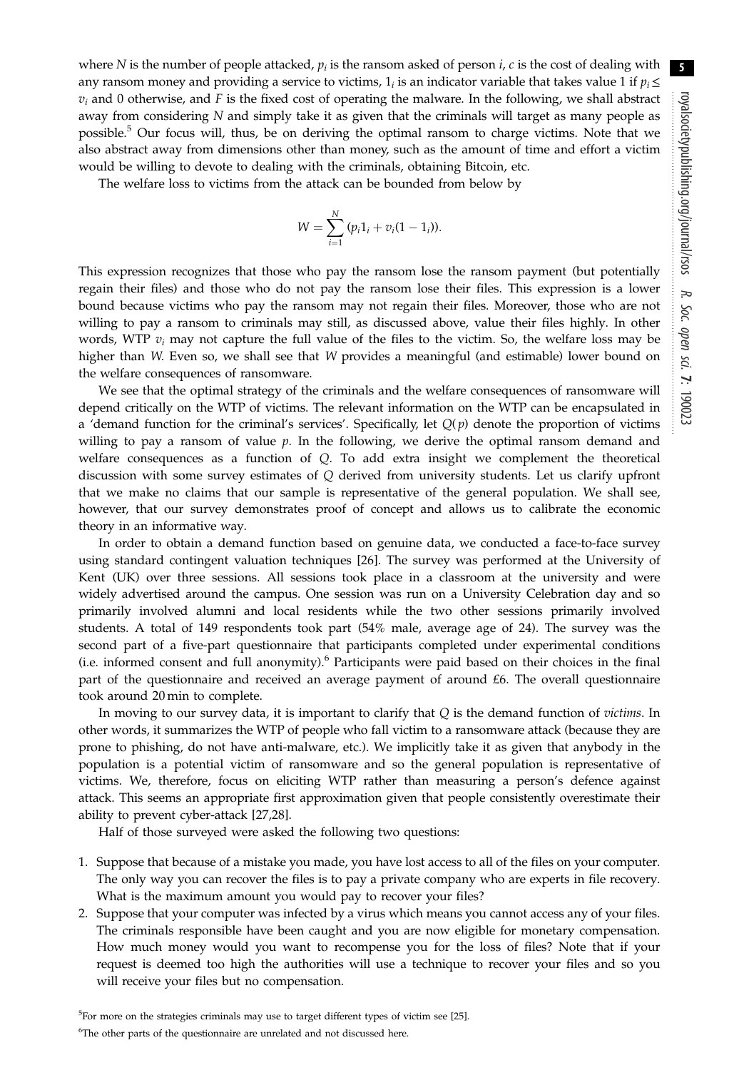where $N$ is the number of people attacked, $p_i$ is the ransom asked of person $i$, $c$ is the cost of dealing with any ransom money and providing a service to victims, $1_i$ is an indicator variable that takes value 1 if $p_i \leq v_i$ and 0 otherwise, and $F$ is the fixed cost of operating the malware. In the following, we shall abstract away from considering $N$ and simply take it as given that the criminals will target as many people as possible.[5] Our focus will, thus, be on deriving the optimal ransom to charge victims. Note that we also abstract away from dimensions other than money, such as the amount of time and effort a victim would be willing to devote to dealing with the criminals, obtaining Bitcoin, etc.

The welfare loss to victims from the attack can be bounded from below by

$$W = \sum_{i=1}^{N} (p_i 1_i + v_i(1 - 1_i)).$$

This expression recognizes that those who pay the ransom lose the ransom payment (but potentially regain their files) and those who do not pay the ransom lose their files. This expression is a lower bound because victims who pay the ransom may not regain their files. Moreover, those who are not willing to pay a ransom to criminals may still, as discussed above, value their files highly. In other words, WTP $v_i$ may not capture the full value of the files to the victim. So, the welfare loss may be higher than $W$. Even so, we shall see that $W$ provides a meaningful (and estimable) lower bound on the welfare consequences of ransomware.

We see that the optimal strategy of the criminals and the welfare consequences of ransomware will depend critically on the WTP of victims. The relevant information on the WTP can be encapsulated in a 'demand function for the criminal's services'. Specifically, let $Q(p)$ denote the proportion of victims willing to pay a ransom of value $p$. In the following, we derive the optimal ransom demand and welfare consequences as a function of $Q$. To add extra insight we complement the theoretical discussion with some survey estimates of $Q$ derived from university students. Let us clarify upfront that we make no claims that our sample is representative of the general population. We shall see, however, that our survey demonstrates proof of concept and allows us to calibrate the economic theory in an informative way.

In order to obtain a demand function based on genuine data, we conducted a face-to-face survey using standard contingent valuation techniques [26]. The survey was performed at the University of Kent (UK) over three sessions. All sessions took place in a classroom at the university and were widely advertised around the campus. One session was run on a University Celebration day and so primarily involved alumni and local residents while the two other sessions primarily involved students. A total of 149 respondents took part (54% male, average age of 24). The survey was the second part of a five-part questionnaire that participants completed under experimental conditions (i.e. informed consent and full anonymity).[6] Participants were paid based on their choices in the final part of the questionnaire and received an average payment of around £6. The overall questionnaire took around 20 min to complete.

In moving to our survey data, it is important to clarify that $Q$ is the demand function of *victims*. In other words, it summarizes the WTP of people who fall victim to a ransomware attack (because they are prone to phishing, do not have anti-malware, etc.). We implicitly take it as given that anybody in the population is a potential victim of ransomware and so the general population is representative of victims. We, therefore, focus on eliciting WTP rather than measuring a person's defence against attack. This seems an appropriate first approximation given that people consistently overestimate their ability to prevent cyber-attack [27,28].

Half of those surveyed were asked the following two questions:

1. Suppose that because of a mistake you made, you have lost access to all of the files on your computer. The only way you can recover the files is to pay a private company who are experts in file recovery. What is the maximum amount you would pay to recover your files?
2. Suppose that your computer was infected by a virus which means you cannot access any of your files. The criminals responsible have been caught and you are now eligible for monetary compensation. How much money would you want to recompense you for the loss of files? Note that if your request is deemed too high the authorities will use a technique to recover your files and so you will receive your files but no compensation.

[5] For more on the strategies criminals may use to target different types of victim see [25].

[6] The other parts of the questionnaire are unrelated and not discussed here.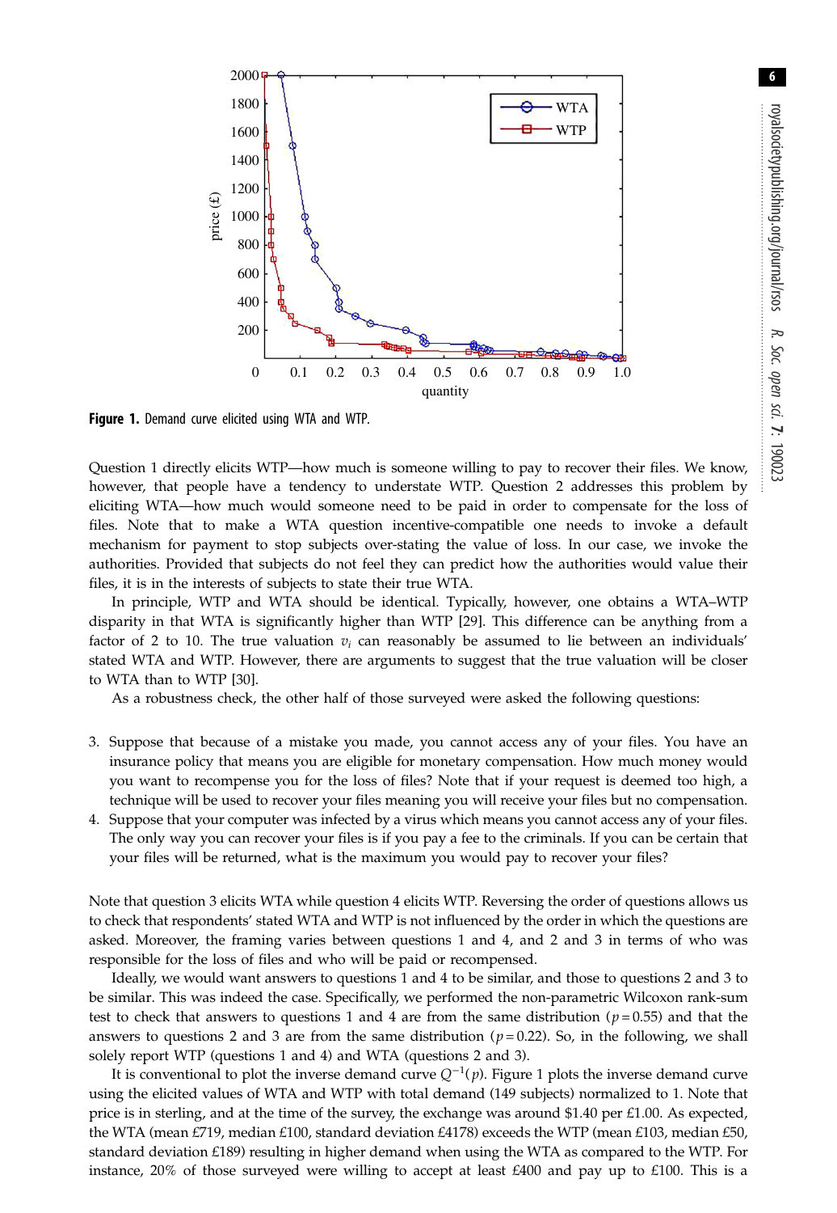**Figure 1.** Demand curve elicited using WTA and WTP.

Question 1 directly elicits WTP—how much is someone willing to pay to recover their files. We know, however, that people have a tendency to understate WTP. Question 2 addresses this problem by eliciting WTA—how much would someone need to be paid in order to compensate for the loss of files. Note that to make a WTA question incentive-compatible one needs to invoke a default mechanism for payment to stop subjects over-stating the value of loss. In our case, we invoke the authorities. Provided that subjects do not feel they can predict how the authorities would value their files, it is in the interests of subjects to state their true WTA.

In principle, WTP and WTA should be identical. Typically, however, one obtains a WTA–WTP disparity in that WTA is significantly higher than WTP [29]. This difference can be anything from a factor of 2 to 10. The true valuation $v_i$ can reasonably be assumed to lie between an individuals' stated WTA and WTP. However, there are arguments to suggest that the true valuation will be closer to WTA than to WTP [30].

As a robustness check, the other half of those surveyed were asked the following questions:

3. Suppose that because of a mistake you made, you cannot access any of your files. You have an insurance policy that means you are eligible for monetary compensation. How much money would you want to recompense you for the loss of files? Note that if your request is deemed too high, a technique will be used to recover your files meaning you will receive your files but no compensation.
4. Suppose that your computer was infected by a virus which means you cannot access any of your files. The only way you can recover your files is if you pay a fee to the criminals. If you can be certain that your files will be returned, what is the maximum you would pay to recover your files?

Note that question 3 elicits WTA while question 4 elicits WTP. Reversing the order of questions allows us to check that respondents' stated WTA and WTP is not influenced by the order in which the questions are asked. Moreover, the framing varies between questions 1 and 4, and 2 and 3 in terms of who was responsible for the loss of files and who will be paid or recompensed.

Ideally, we would want answers to questions 1 and 4 to be similar, and those to questions 2 and 3 to be similar. This was indeed the case. Specifically, we performed the non-parametric Wilcoxon rank-sum test to check that answers to questions 1 and 4 are from the same distribution ($p = 0.55$) and that the answers to questions 2 and 3 are from the same distribution ($p = 0.22$). So, in the following, we shall solely report WTP (questions 1 and 4) and WTA (questions 2 and 3).

It is conventional to plot the inverse demand curve $Q^{-1}(p)$. Figure 1 plots the inverse demand curve using the elicited values of WTA and WTP with total demand (149 subjects) normalized to 1. Note that price is in sterling, and at the time of the survey, the exchange was around \$1.40 per £1.00. As expected, the WTA (mean £719, median £100, standard deviation £4178) exceeds the WTP (mean £103, median £50, standard deviation £189) resulting in higher demand when using the WTA as compared to the WTP. For instance, 20% of those surveyed were willing to accept at least £400 and pay up to £100. This is a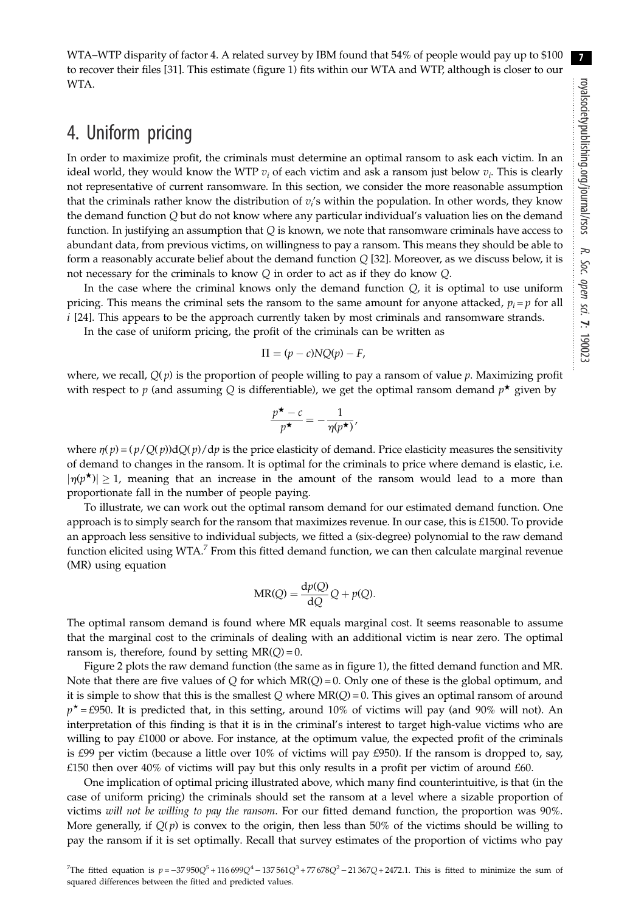WTA–WTP disparity of factor 4. A related survey by IBM found that 54% of people would pay up to \$100 to recover their files [31]. This estimate (figure 1) fits within our WTA and WTP, although is closer to our WTA.

## 4. Uniform pricing

In order to maximize profit, the criminals must determine an optimal ransom to ask each victim. In an ideal world, they would know the WTP $v_i$ of each victim and ask a ransom just below $v_i$. This is clearly not representative of current ransomware. In this section, we consider the more reasonable assumption that the criminals rather know the distribution of $v_i$'s within the population. In other words, they know the demand function $Q$ but do not know where any particular individual's valuation lies on the demand function. In justifying an assumption that $Q$ is known, we note that ransomware criminals have access to abundant data, from previous victims, on willingness to pay a ransom. This means they should be able to form a reasonably accurate belief about the demand function $Q$ [32]. Moreover, as we discuss below, it is not necessary for the criminals to know $Q$ in order to act as if they do know $Q$.

In the case where the criminal knows only the demand function $Q$, it is optimal to use uniform pricing. This means the criminal sets the ransom to the same amount for anyone attacked, $p_i = p$ for all $i$ [24]. This appears to be the approach currently taken by most criminals and ransomware strands.

In the case of uniform pricing, the profit of the criminals can be written as

$$\Pi = (p - c)NQ(p) - F,$$

where, we recall, $Q(p)$ is the proportion of people willing to pay a ransom of value $p$. Maximizing profit with respect to $p$ (and assuming $Q$ is differentiable), we get the optimal ransom demand $p^\star$ given by

$$\frac{p^\star - c}{p^\star} = -\frac{1}{\eta(p^\star)},$$

where $\eta(p) = (p/Q(p))\mathrm{d}Q(p)/\mathrm{d}p$ is the price elasticity of demand. Price elasticity measures the sensitivity of demand to changes in the ransom. It is optimal for the criminals to price where demand is elastic, i.e. $|\eta(p^\star)| \geq 1$, meaning that an increase in the amount of the ransom would lead to a more than proportionate fall in the number of people paying.

To illustrate, we can work out the optimal ransom demand for our estimated demand function. One approach is to simply search for the ransom that maximizes revenue. In our case, this is £1500. To provide an approach less sensitive to individual subjects, we fitted a (six-degree) polynomial to the raw demand function elicited using WTA.[7] From this fitted demand function, we can then calculate marginal revenue (MR) using equation

$$\mathrm{MR}(Q) = \frac{\mathrm{d}p(Q)}{\mathrm{d}Q}Q + p(Q).$$

The optimal ransom demand is found where MR equals marginal cost. It seems reasonable to assume that the marginal cost to the criminals of dealing with an additional victim is near zero. The optimal ransom is, therefore, found by setting $\mathrm{MR}(Q) = 0$.

Figure 2 plots the raw demand function (the same as in figure 1), the fitted demand function and MR. Note that there are five values of $Q$ for which $\mathrm{MR}(Q) = 0$. Only one of these is the global optimum, and it is simple to show that this is the smallest $Q$ where $\mathrm{MR}(Q) = 0$. This gives an optimal ransom of around $p^\star = £950$. It is predicted that, in this setting, around 10% of victims will pay (and 90% will not). An interpretation of this finding is that it is in the criminal's interest to target high-value victims who are willing to pay £1000 or above. For instance, at the optimum value, the expected profit of the criminals is £99 per victim (because a little over 10% of victims will pay £950). If the ransom is dropped to, say, £150 then over 40% of victims will pay but this only results in a profit per victim of around £60.

One implication of optimal pricing illustrated above, which many find counterintuitive, is that (in the case of uniform pricing) the criminals should set the ransom at a level where a sizable proportion of victims *will not be willing to pay the ransom*. For our fitted demand function, the proportion was 90%. More generally, if $Q(p)$ is convex to the origin, then less than 50% of the victims should be willing to pay the ransom if it is set optimally. Recall that survey estimates of the proportion of victims who pay

[7] The fitted equation is $p = -37\,950Q^5 + 116\,699Q^4 - 137\,561Q^3 + 77\,678Q^2 - 21\,367Q + 2472.1$. This is fitted to minimize the sum of squared differences between the fitted and predicted values.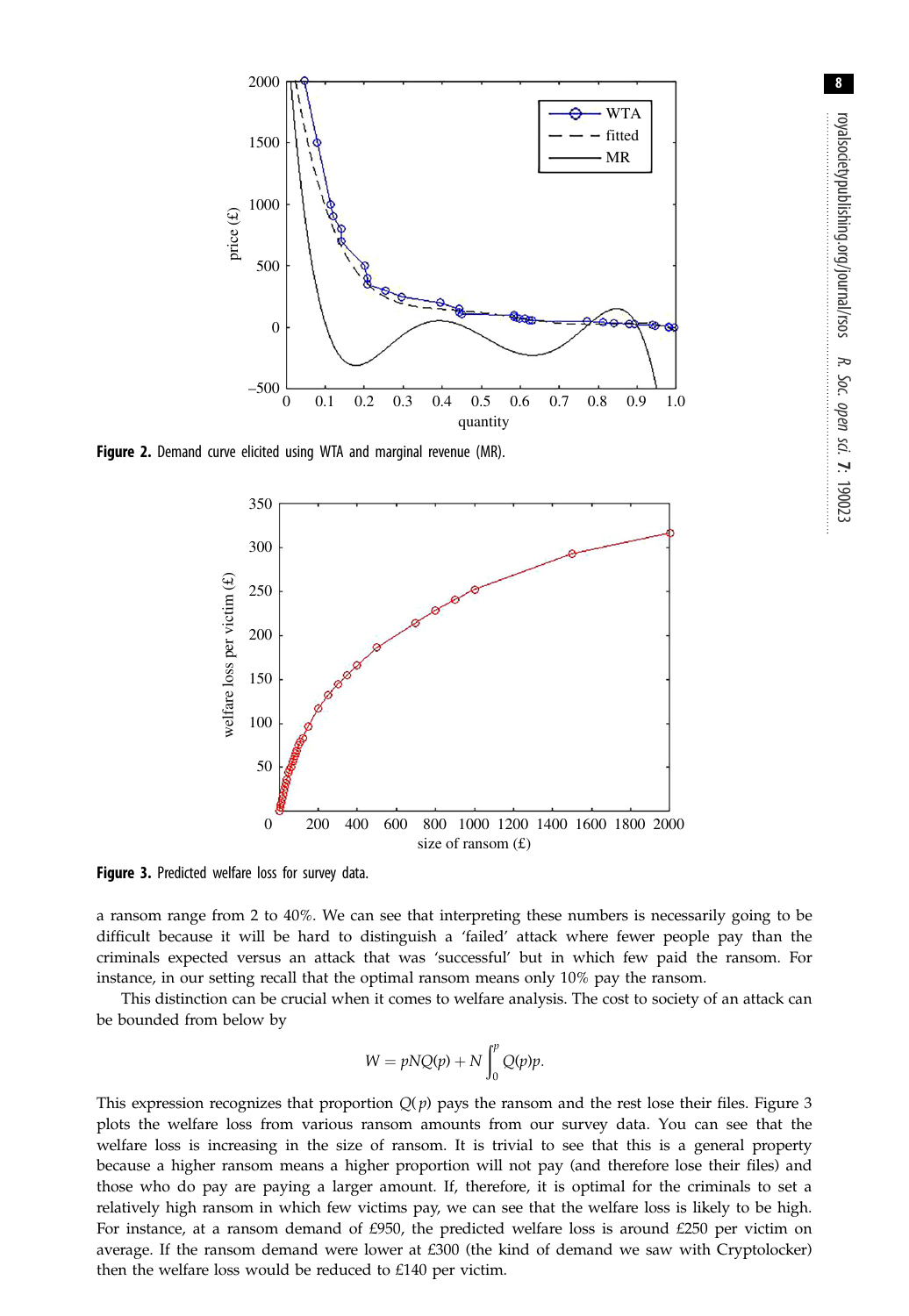Figure 2. Demand curve elicited using WTA and marginal revenue (MR).

Figure 3. Predicted welfare loss for survey data.

a ransom range from 2 to 40%. We can see that interpreting these numbers is necessarily going to be difficult because it will be hard to distinguish a 'failed' attack where fewer people pay than the criminals expected versus an attack that was 'successful' but in which few paid the ransom. For instance, in our setting recall that the optimal ransom means only 10% pay the ransom.

This distinction can be crucial when it comes to welfare analysis. The cost to society of an attack can be bounded from below by

$$W = pNQ(p) + N\int_0^p Q(p)p.$$

This expression recognizes that proportion $Q(p)$ pays the ransom and the rest lose their files. Figure 3 plots the welfare loss from various ransom amounts from our survey data. You can see that the welfare loss is increasing in the size of ransom. It is trivial to see that this is a general property because a higher ransom means a higher proportion will not pay (and therefore lose their files) and those who do pay are paying a larger amount. If, therefore, it is optimal for the criminals to set a relatively high ransom in which few victims pay, we can see that the welfare loss is likely to be high. For instance, at a ransom demand of £950, the predicted welfare loss is around £250 per victim on average. If the ransom demand were lower at £300 (the kind of demand we saw with Cryptolocker) then the welfare loss would be reduced to £140 per victim.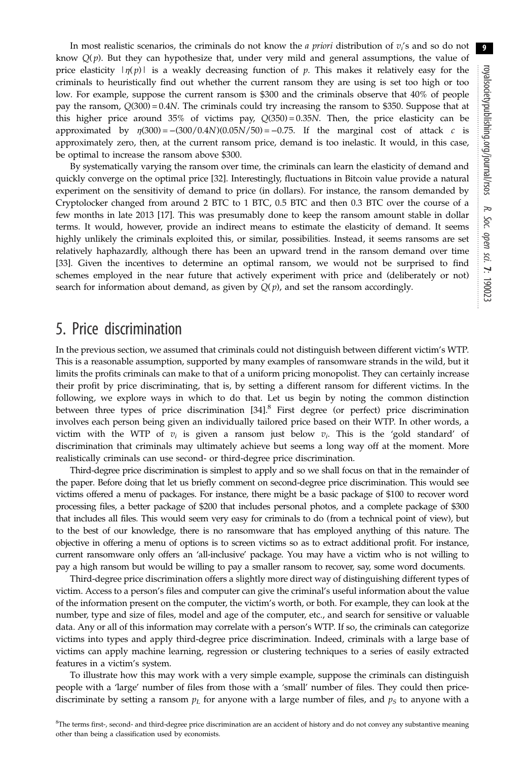In most realistic scenarios, the criminals do not know the *a priori* distribution of $v_i$'s and so do not know $Q(p)$. But they can hypothesize that, under very mild and general assumptions, the value of price elasticity $|\eta(p)|$ is a weakly decreasing function of $p$. This makes it relatively easy for the criminals to heuristically find out whether the current ransom they are using is set too high or too low. For example, suppose the current ransom is \$300 and the criminals observe that 40% of people pay the ransom, $Q(300) = 0.4N$. The criminals could try increasing the ransom to \$350. Suppose that at this higher price around 35% of victims pay, $Q(350) = 0.35N$. Then, the price elasticity can be approximated by $\eta(300) = -(300/0.4N)(0.05N/50) = -0.75$. If the marginal cost of attack $c$ is approximately zero, then, at the current ransom price, demand is too inelastic. It would, in this case, be optimal to increase the ransom above \$300.

By systematically varying the ransom over time, the criminals can learn the elasticity of demand and quickly converge on the optimal price [32]. Interestingly, fluctuations in Bitcoin value provide a natural experiment on the sensitivity of demand to price (in dollars). For instance, the ransom demanded by Cryptolocker changed from around 2 BTC to 1 BTC, 0.5 BTC and then 0.3 BTC over the course of a few months in late 2013 [17]. This was presumably done to keep the ransom amount stable in dollar terms. It would, however, provide an indirect means to estimate the elasticity of demand. It seems highly unlikely the criminals exploited this, or similar, possibilities. Instead, it seems ransoms are set relatively haphazardly, although there has been an upward trend in the ransom demand over time [33]. Given the incentives to determine an optimal ransom, we would not be surprised to find schemes employed in the near future that actively experiment with price and (deliberately or not) search for information about demand, as given by $Q(p)$, and set the ransom accordingly.

## 5. Price discrimination

In the previous section, we assumed that criminals could not distinguish between different victim's WTP. This is a reasonable assumption, supported by many examples of ransomware strands in the wild, but it limits the profits criminals can make to that of a uniform pricing monopolist. They can certainly increase their profit by price discriminating, that is, by setting a different ransom for different victims. In the following, we explore ways in which to do that. Let us begin by noting the common distinction between three types of price discrimination [34].[8] First degree (or perfect) price discrimination involves each person being given an individually tailored price based on their WTP. In other words, a victim with the WTP of $v_i$ is given a ransom just below $v_i$. This is the 'gold standard' of discrimination that criminals may ultimately achieve but seems a long way off at the moment. More realistically criminals can use second- or third-degree price discrimination.

Third-degree price discrimination is simplest to apply and so we shall focus on that in the remainder of the paper. Before doing that let us briefly comment on second-degree price discrimination. This would see victims offered a menu of packages. For instance, there might be a basic package of \$100 to recover word processing files, a better package of \$200 that includes personal photos, and a complete package of \$300 that includes all files. This would seem very easy for criminals to do (from a technical point of view), but to the best of our knowledge, there is no ransomware that has employed anything of this nature. The objective in offering a menu of options is to screen victims so as to extract additional profit. For instance, current ransomware only offers an 'all-inclusive' package. You may have a victim who is not willing to pay a high ransom but would be willing to pay a smaller ransom to recover, say, some word documents.

Third-degree price discrimination offers a slightly more direct way of distinguishing different types of victim. Access to a person's files and computer can give the criminal's useful information about the value of the information present on the computer, the victim's worth, or both. For example, they can look at the number, type and size of files, model and age of the computer, etc., and search for sensitive or valuable data. Any or all of this information may correlate with a person's WTP. If so, the criminals can categorize victims into types and apply third-degree price discrimination. Indeed, criminals with a large base of victims can apply machine learning, regression or clustering techniques to a series of easily extracted features in a victim's system.

To illustrate how this may work with a very simple example, suppose the criminals can distinguish people with a 'large' number of files from those with a 'small' number of files. They could then price-discriminate by setting a ransom $p_L$ for anyone with a large number of files, and $p_S$ to anyone with a

[8] The terms first-, second- and third-degree price discrimination are an accident of history and do not convey any substantive meaning other than being a classification used by economists.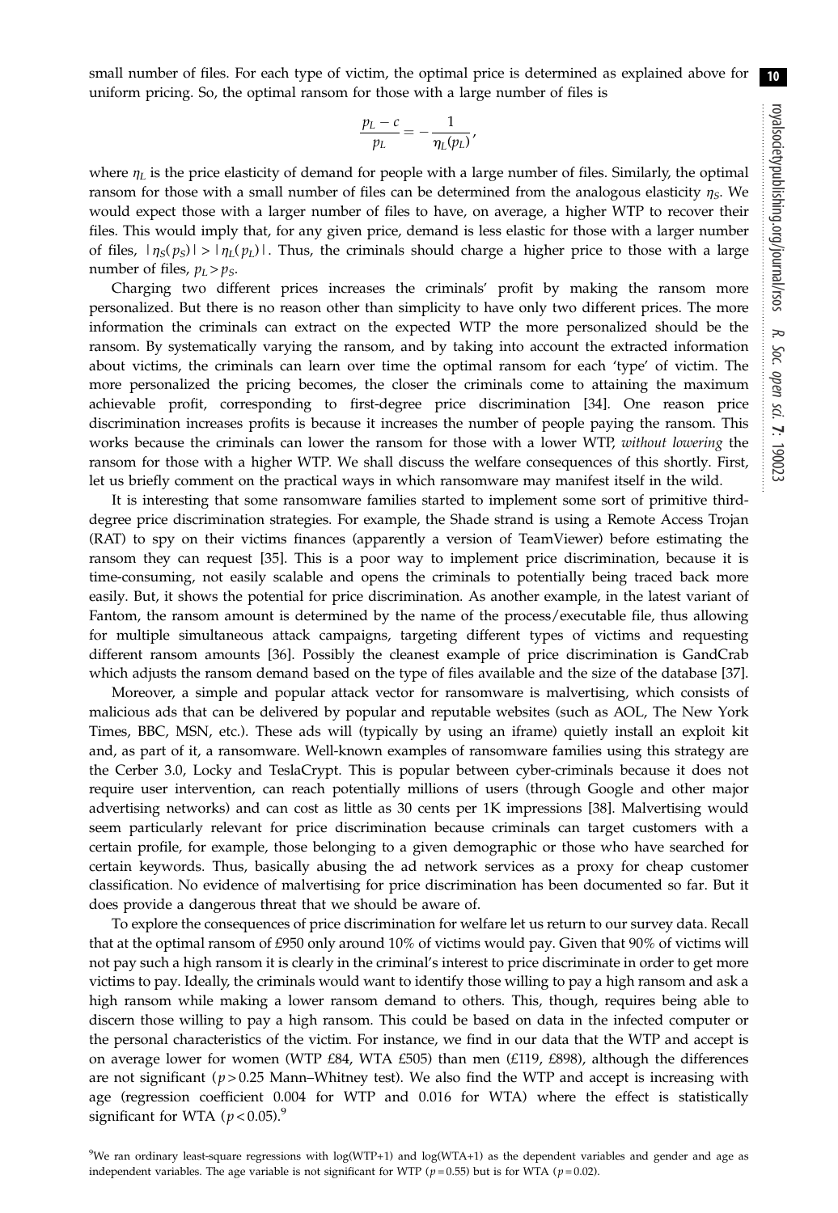small number of files. For each type of victim, the optimal price is determined as explained above for uniform pricing. So, the optimal ransom for those with a large number of files is

$$\frac{p_L - c}{p_L} = -\frac{1}{\eta_L(p_L)},$$

where $\eta_L$ is the price elasticity of demand for people with a large number of files. Similarly, the optimal ransom for those with a small number of files can be determined from the analogous elasticity $\eta_S$. We would expect those with a larger number of files to have, on average, a higher WTP to recover their files. This would imply that, for any given price, demand is less elastic for those with a larger number of files, $|\eta_S(p_S)| > |\eta_L(p_L)|$. Thus, the criminals should charge a higher price to those with a large number of files, $p_L > p_S$.

Charging two different prices increases the criminals' profit by making the ransom more personalized. But there is no reason other than simplicity to have only two different prices. The more information the criminals can extract on the expected WTP the more personalized should be the ransom. By systematically varying the ransom, and by taking into account the extracted information about victims, the criminals can learn over time the optimal ransom for each 'type' of victim. The more personalized the pricing becomes, the closer the criminals come to attaining the maximum achievable profit, corresponding to first-degree price discrimination [34]. One reason price discrimination increases profits is because it increases the number of people paying the ransom. This works because the criminals can lower the ransom for those with a lower WTP, *without lowering* the ransom for those with a higher WTP. We shall discuss the welfare consequences of this shortly. First, let us briefly comment on the practical ways in which ransomware may manifest itself in the wild.

It is interesting that some ransomware families started to implement some sort of primitive third-degree price discrimination strategies. For example, the Shade strand is using a Remote Access Trojan (RAT) to spy on their victims finances (apparently a version of TeamViewer) before estimating the ransom they can request [35]. This is a poor way to implement price discrimination, because it is time-consuming, not easily scalable and opens the criminals to potentially being traced back more easily. But, it shows the potential for price discrimination. As another example, in the latest variant of Fantom, the ransom amount is determined by the name of the process/executable file, thus allowing for multiple simultaneous attack campaigns, targeting different types of victims and requesting different ransom amounts [36]. Possibly the cleanest example of price discrimination is GandCrab which adjusts the ransom demand based on the type of files available and the size of the database [37].

Moreover, a simple and popular attack vector for ransomware is malvertising, which consists of malicious ads that can be delivered by popular and reputable websites (such as AOL, The New York Times, BBC, MSN, etc.). These ads will (typically by using an iframe) quietly install an exploit kit and, as part of it, a ransomware. Well-known examples of ransomware families using this strategy are the Cerber 3.0, Locky and TeslaCrypt. This is popular between cyber-criminals because it does not require user intervention, can reach potentially millions of users (through Google and other major advertising networks) and can cost as little as 30 cents per 1K impressions [38]. Malvertising would seem particularly relevant for price discrimination because criminals can target customers with a certain profile, for example, those belonging to a given demographic or those who have searched for certain keywords. Thus, basically abusing the ad network services as a proxy for cheap customer classification. No evidence of malvertising for price discrimination has been documented so far. But it does provide a dangerous threat that we should be aware of.

To explore the consequences of price discrimination for welfare let us return to our survey data. Recall that at the optimal ransom of £950 only around 10% of victims would pay. Given that 90% of victims will not pay such a high ransom it is clearly in the criminal's interest to price discriminate in order to get more victims to pay. Ideally, the criminals would want to identify those willing to pay a high ransom and ask a high ransom while making a lower ransom demand to others. This, though, requires being able to discern those willing to pay a high ransom. This could be based on data in the infected computer or the personal characteristics of the victim. For instance, we find in our data that the WTP and accept is on average lower for women (WTP £84, WTA £505) than men (£119, £898), although the differences are not significant ($p > 0.25$ Mann–Whitney test). We also find the WTP and accept is increasing with age (regression coefficient 0.004 for WTP and 0.016 for WTA) where the effect is statistically significant for WTA ($p < 0.05$).[9]

[9] We ran ordinary least-square regressions with log(WTP+1) and log(WTA+1) as the dependent variables and gender and age as independent variables. The age variable is not significant for WTP ($p = 0.55$) but is for WTA ($p = 0.02$).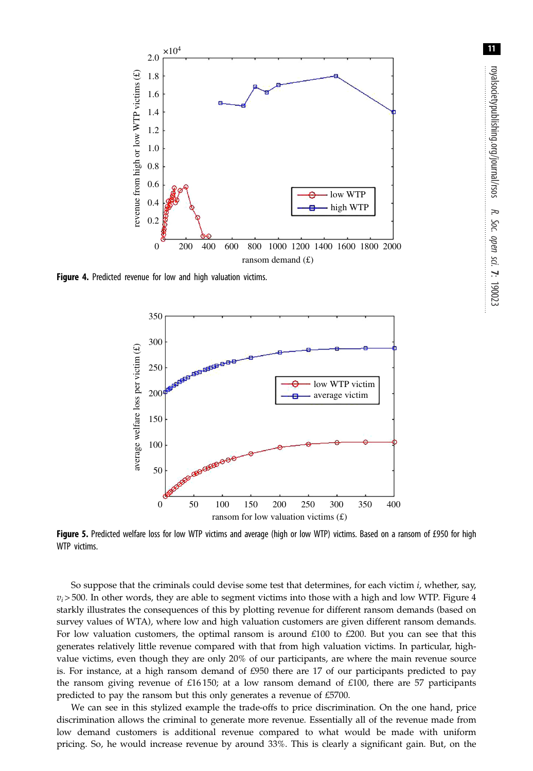**Figure 4.** Predicted revenue for low and high valuation victims.

**Figure 5.** Predicted welfare loss for low WTP victims and average (high or low WTP) victims. Based on a ransom of £950 for high WTP victims.

So suppose that the criminals could devise some test that determines, for each victim $i$, whether, say, $v_i > 500$. In other words, they are able to segment victims into those with a high and low WTP. Figure 4 starkly illustrates the consequences of this by plotting revenue for different ransom demands (based on survey values of WTA), where low and high valuation customers are given different ransom demands. For low valuation customers, the optimal ransom is around £100 to £200. But you can see that this generates relatively little revenue compared with that from high valuation victims. In particular, high-value victims, even though they are only 20% of our participants, are where the main revenue source is. For instance, at a high ransom demand of £950 there are 17 of our participants predicted to pay the ransom giving revenue of £16 150; at a low ransom demand of £100, there are 57 participants predicted to pay the ransom but this only generates a revenue of £5700.

We can see in this stylized example the trade-offs to price discrimination. On the one hand, price discrimination allows the criminal to generate more revenue. Essentially all of the revenue made from low demand customers is additional revenue compared to what would be made with uniform pricing. So, he would increase revenue by around 33%. This is clearly a significant gain. But, on the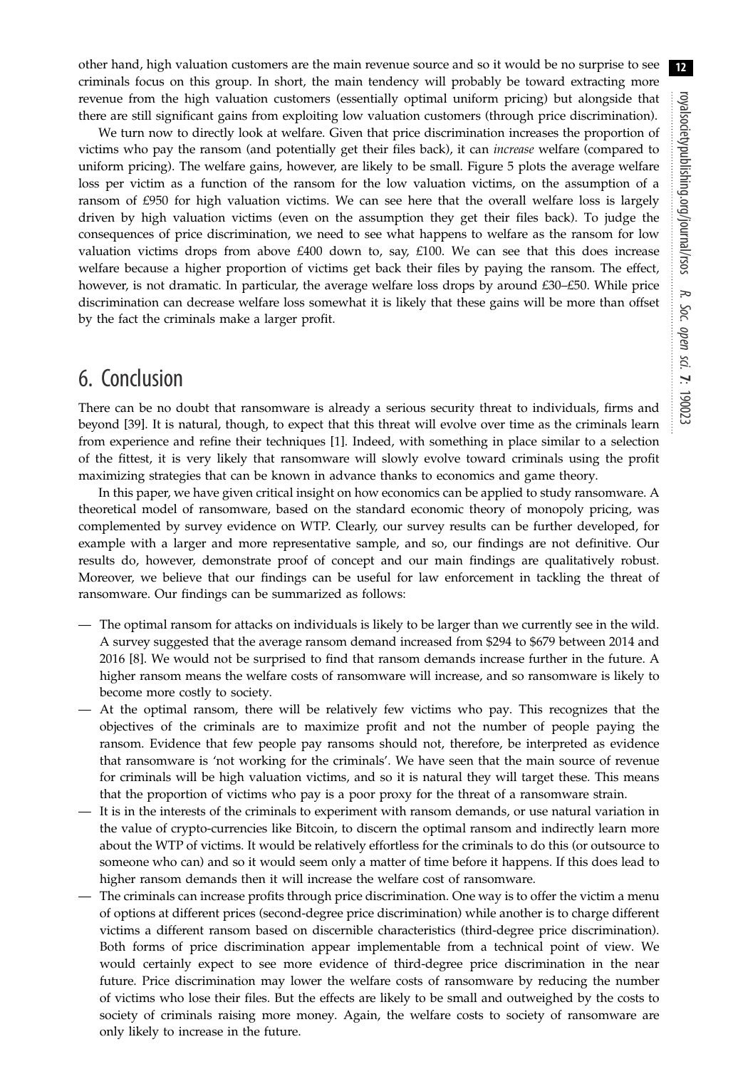other hand, high valuation customers are the main revenue source and so it would be no surprise to see criminals focus on this group. In short, the main tendency will probably be toward extracting more revenue from the high valuation customers (essentially optimal uniform pricing) but alongside that there are still significant gains from exploiting low valuation customers (through price discrimination).

We turn now to directly look at welfare. Given that price discrimination increases the proportion of victims who pay the ransom (and potentially get their files back), it can *increase* welfare (compared to uniform pricing). The welfare gains, however, are likely to be small. Figure 5 plots the average welfare loss per victim as a function of the ransom for the low valuation victims, on the assumption of a ransom of £950 for high valuation victims. We can see here that the overall welfare loss is largely driven by high valuation victims (even on the assumption they get their files back). To judge the consequences of price discrimination, we need to see what happens to welfare as the ransom for low valuation victims drops from above £400 down to, say, £100. We can see that this does increase welfare because a higher proportion of victims get back their files by paying the ransom. The effect, however, is not dramatic. In particular, the average welfare loss drops by around £30–£50. While price discrimination can decrease welfare loss somewhat it is likely that these gains will be more than offset by the fact the criminals make a larger profit.

## 6. Conclusion

There can be no doubt that ransomware is already a serious security threat to individuals, firms and beyond [39]. It is natural, though, to expect that this threat will evolve over time as the criminals learn from experience and refine their techniques [1]. Indeed, with something in place similar to a selection of the fittest, it is very likely that ransomware will slowly evolve toward criminals using the profit maximizing strategies that can be known in advance thanks to economics and game theory.

In this paper, we have given critical insight on how economics can be applied to study ransomware. A theoretical model of ransomware, based on the standard economic theory of monopoly pricing, was complemented by survey evidence on WTP. Clearly, our survey results can be further developed, for example with a larger and more representative sample, and so, our findings are not definitive. Our results do, however, demonstrate proof of concept and our main findings are qualitatively robust. Moreover, we believe that our findings can be useful for law enforcement in tackling the threat of ransomware. Our findings can be summarized as follows:

- The optimal ransom for attacks on individuals is likely to be larger than we currently see in the wild. A survey suggested that the average ransom demand increased from \$294 to \$679 between 2014 and 2016 [8]. We would not be surprised to find that ransom demands increase further in the future. A higher ransom means the welfare costs of ransomware will increase, and so ransomware is likely to become more costly to society.
- At the optimal ransom, there will be relatively few victims who pay. This recognizes that the objectives of the criminals are to maximize profit and not the number of people paying the ransom. Evidence that few people pay ransoms should not, therefore, be interpreted as evidence that ransomware is 'not working for the criminals'. We have seen that the main source of revenue for criminals will be high valuation victims, and so it is natural they will target these. This means that the proportion of victims who pay is a poor proxy for the threat of a ransomware strain.
- It is in the interests of the criminals to experiment with ransom demands, or use natural variation in the value of crypto-currencies like Bitcoin, to discern the optimal ransom and indirectly learn more about the WTP of victims. It would be relatively effortless for the criminals to do this (or outsource to someone who can) and so it would seem only a matter of time before it happens. If this does lead to higher ransom demands then it will increase the welfare cost of ransomware.
- The criminals can increase profits through price discrimination. One way is to offer the victim a menu of options at different prices (second-degree price discrimination) while another is to charge different victims a different ransom based on discernible characteristics (third-degree price discrimination). Both forms of price discrimination appear implementable from a technical point of view. We would certainly expect to see more evidence of third-degree price discrimination in the near future. Price discrimination may lower the welfare costs of ransomware by reducing the number of victims who lose their files. But the effects are likely to be small and outweighed by the costs to society of criminals raising more money. Again, the welfare costs to society of ransomware are only likely to increase in the future.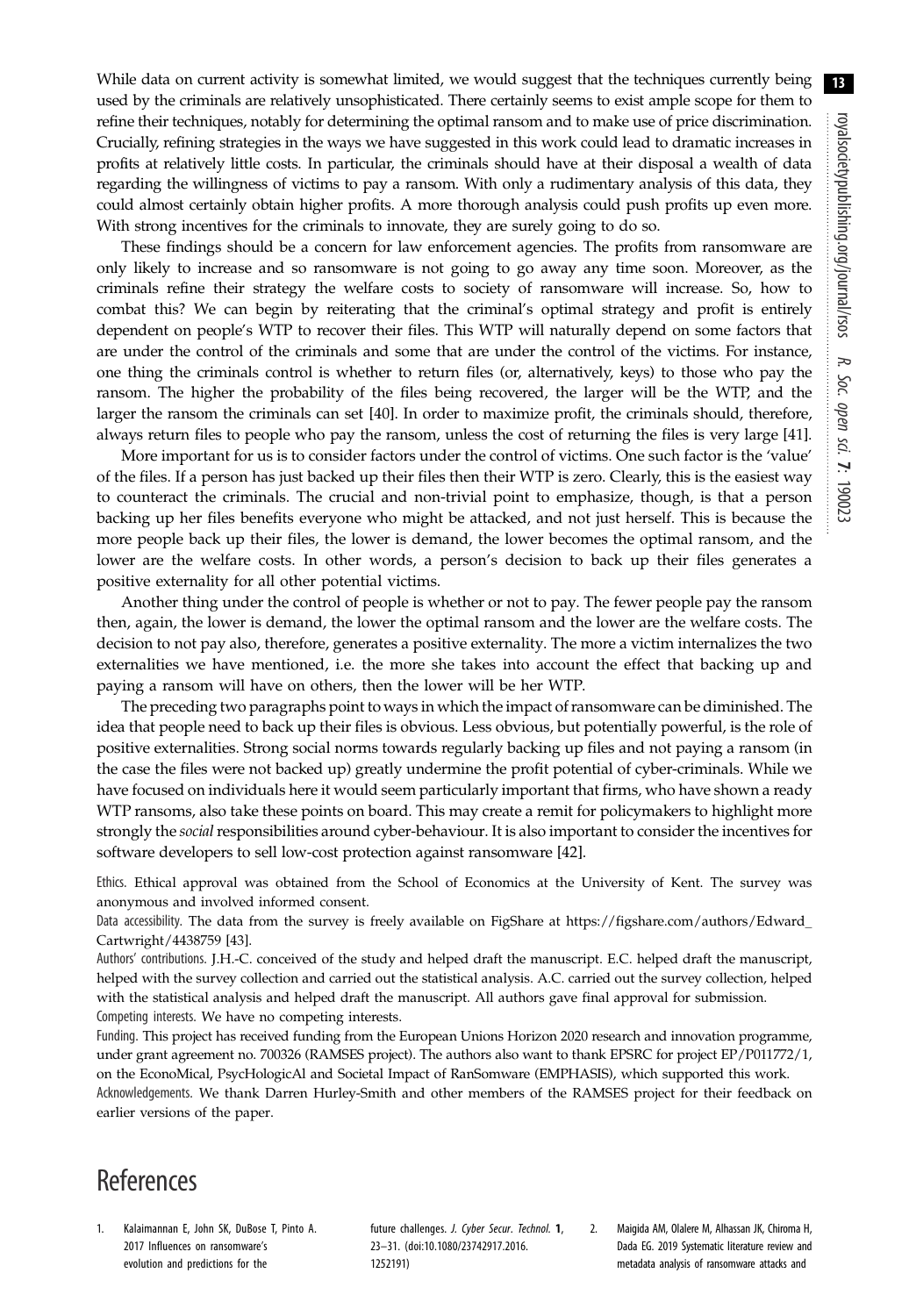While data on current activity is somewhat limited, we would suggest that the techniques currently being used by the criminals are relatively unsophisticated. There certainly seems to exist ample scope for them to refine their techniques, notably for determining the optimal ransom and to make use of price discrimination. Crucially, refining strategies in the ways we have suggested in this work could lead to dramatic increases in profits at relatively little costs. In particular, the criminals should have at their disposal a wealth of data regarding the willingness of victims to pay a ransom. With only a rudimentary analysis of this data, they could almost certainly obtain higher profits. A more thorough analysis could push profits up even more. With strong incentives for the criminals to innovate, they are surely going to do so.

These findings should be a concern for law enforcement agencies. The profits from ransomware are only likely to increase and so ransomware is not going to go away any time soon. Moreover, as the criminals refine their strategy the welfare costs to society of ransomware will increase. So, how to combat this? We can begin by reiterating that the criminal's optimal strategy and profit is entirely dependent on people's WTP to recover their files. This WTP will naturally depend on some factors that are under the control of the criminals and some that are under the control of the victims. For instance, one thing the criminals control is whether to return files (or, alternatively, keys) to those who pay the ransom. The higher the probability of the files being recovered, the larger will be the WTP, and the larger the ransom the criminals can set [40]. In order to maximize profit, the criminals should, therefore, always return files to people who pay the ransom, unless the cost of returning the files is very large [41].

More important for us is to consider factors under the control of victims. One such factor is the 'value' of the files. If a person has just backed up their files then their WTP is zero. Clearly, this is the easiest way to counteract the criminals. The crucial and non-trivial point to emphasize, though, is that a person backing up her files benefits everyone who might be attacked, and not just herself. This is because the more people back up their files, the lower is demand, the lower becomes the optimal ransom, and the lower are the welfare costs. In other words, a person's decision to back up their files generates a positive externality for all other potential victims.

Another thing under the control of people is whether or not to pay. The fewer people pay the ransom then, again, the lower is demand, the lower the optimal ransom and the lower are the welfare costs. The decision to not pay also, therefore, generates a positive externality. The more a victim internalizes the two externalities we have mentioned, i.e. the more she takes into account the effect that backing up and paying a ransom will have on others, then the lower will be her WTP.

The preceding two paragraphs point to ways in which the impact of ransomware can be diminished. The idea that people need to back up their files is obvious. Less obvious, but potentially powerful, is the role of positive externalities. Strong social norms towards regularly backing up files and not paying a ransom (in the case the files were not backed up) greatly undermine the profit potential of cyber-criminals. While we have focused on individuals here it would seem particularly important that firms, who have shown a ready WTP ransoms, also take these points on board. This may create a remit for policymakers to highlight more strongly the *social* responsibilities around cyber-behaviour. It is also important to consider the incentives for software developers to sell low-cost protection against ransomware [42].

Ethics. Ethical approval was obtained from the School of Economics at the University of Kent. The survey was anonymous and involved informed consent.

Data accessibility. The data from the survey is freely available on FigShare at https://figshare.com/authors/Edward_Cartwright/4438759 [43].

Authors' contributions. J.H.-C. conceived of the study and helped draft the manuscript. E.C. helped draft the manuscript, helped with the survey collection and carried out the statistical analysis. A.C. carried out the survey collection, helped with the statistical analysis and helped draft the manuscript. All authors gave final approval for submission.

Competing interests. We have no competing interests.

Funding. This project has received funding from the European Unions Horizon 2020 research and innovation programme, under grant agreement no. 700326 (RAMSES project). The authors also want to thank EPSRC for project EP/P011772/1, on the EconoMical, PsycHologicAl and Societal Impact of RanSomware (EMPHASIS), which supported this work.

Acknowledgements. We thank Darren Hurley-Smith and other members of the RAMSES project for their feedback on earlier versions of the paper.

# References

1. Kalaimannan E, John SK, DuBose T, Pinto A. 2017 Influences on ransomware's evolution and predictions for the future challenges. *J. Cyber Secur. Technol.* **1**, 23–31. (doi:10.1080/23742917.2016.1252191)
2. Maigida AM, Olalere M, Alhassan JK, Chiroma H, Dada EG. 2019 Systematic literature review and metadata analysis of ransomware attacks and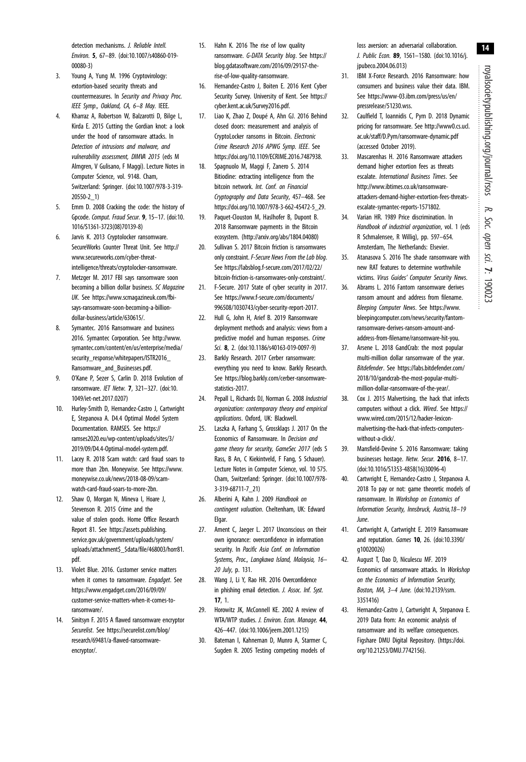detection mechanisms. *J. Reliable Intell. Environ.* **5**, 67–89. (doi:10.1007/s40860-019-00080-3)

3. Young A, Yung M. 1996 Cryptovirology: extortion-based security threats and countermeasures. In *Security and Privacy Proc. IEEE Symp., Oakland, CA, 6–8 May*. IEEE.
4. Kharraz A, Robertson W, Balzarotti D, Bilge L, Kirda E. 2015 Cutting the Gordian knot: a look under the hood of ransomware attacks. In *Detection of intrusions and malware, and vulnerability assessment, DIMVA 2015* (eds M Almgren, V Gulisano, F Maggi). Lecture Notes in Computer Science, vol. 9148. Cham, Switzerland: Springer. (doi:10.1007/978-3-319-20550-2_1)
5. Emm D. 2008 Cracking the code: the history of Gpcode. *Comput. Fraud Secur.* **9**, 15–17. (doi:10.1016/S1361-3723(08)70139-8)
6. Jarvis K. 2013 Cryptolocker ransomware. SecureWorks Counter Threat Unit. See http://www.secureworks.com/cyber-threat-intelligence/threats/cryptolocker-ransomware.
7. Metzger M. 2017 FBI says ransomware soon becoming a billion dollar business. *SC Magazine UK*. See https://www.scmagazineuk.com/fbi-says-ransomware-soon-becoming-a-billion-dollar-business/article/630615/.
8. Symantec. 2016 Ransomware and business 2016. Symantec Corporation. See http://www.symantec.com/content/en/us/enterprise/media/security_response/whitepapers/ISTR2016_Ransomware_and_Businesses.pdf.
9. O'Kane P, Sezer S, Carlin D. 2018 Evolution of ransomware. *IET Netw.* **7**, 321–327. (doi:10.1049/iet-net.2017.0207)
10. Hurley-Smith D, Hernandez-Castro J, Cartwright E, Stepanova A. D4.4 Optimal Model System Documentation. RAMSES. See https://ramses2020.eu/wp-content/uploads/sites/3/2019/09/D4.4-Optimal-model-system.pdf.
11. Lacey R. 2018 Scam watch: card fraud soars to more than 2bn. Moneywise. See https://www.moneywise.co.uk/news/2018-08-09/scam-watch-card-fraud-soars-to-more-2bn.
12. Shaw O, Morgan N, Mineva I, Hoare J, Stevenson R. 2015 Crime and the value of stolen goods. Home Office Research Report 81. See https://assets.publishing.service.gov.uk/government/uploads/system/uploads/attachment$_$data/file/468003/horr81.pdf.
13. Violet Blue. 2016. Customer service matters when it comes to ransomware. *Engadget*. See https://www.engadget.com/2016/09/09/customer-service-matters-when-it-comes-to-ransomware/.
14. Sinitsyn F. 2015 A flawed ransomware encryptor *Securelist*. See https://securelist.com/blog/research/69481/a-flawed-ransomware-encryptor/.
15. Hahn K. 2016 The rise of low quality ransomware. *G-DATA Security blog*. See https://blog.gdatasoftware.com/2016/09/29157-the-rise-of-low-quality-ransomware.
16. Hernandez-Castro J, Boiten E. 2016 Kent Cyber Security Survey. University of Kent. See https://cyber.kent.ac.uk/Survey2016.pdf.
17. Liao K, Zhao Z, Doupé A, Ahn GJ. 2016 Behind closed doors: measurement and analysis of CryptoLocker ransoms in Bitcoin. *Electronic Crime Research 2016 APWG Symp. IEEE*. See https://doi.org/10.1109/ECRIME.2016.7487938.
18. Spagnuolo M, Maggi F, Zanero S. 2014 Bitiodine: extracting intelligence from the bitcoin network. *Int. Conf. on Financial Cryptography and Data Security*, 457–468. See https://doi.org/10.1007/978-3-662-45472-5_29.
19. Paquet-Clouston M, Haslhofer B, Dupont B. 2018 Ransomware payments in the Bitcoin ecosystem. (http://arxiv.org/abs/1804.04080)
20. Sullivan S. 2017 Bitcoin friction is ransomwares only constraint. *F-Secure News From the Lab blog*. See https://labsblog.f-secure.com/2017/02/22/bitcoin-friction-is-ransomwares-only-constraint/.
21. F-Secure. 2017 State of cyber security in 2017. See https://www.f-secure.com/documents/996508/1030743/cyber-security-report-2017.
22. Hull G, John H, Arief B. 2019 Ransomware deployment methods and analysis: views from a predictive model and human responses. *Crime Sci.* **8**, 2. (doi:10.1186/s40163-019-0097-9)
23. Barkly Research. 2017 Cerber ransomware: everything you need to know. Barkly Research. See https://blog.barkly.com/cerber-ransomware-statistics-2017.
24. Pepall L, Richards DJ, Norman G. 2008 *Industrial organization: contemporary theory and empirical applications*. Oxford, UK: Blackwell.
25. Laszka A, Farhang S, Grossklags J. 2017 On the Economics of Ransomware. In *Decision and game theory for security, GameSec 2017* (eds S Rass, B An, C Kiekintveld, F Fang, S Schauer). Lecture Notes in Computer Science, vol. 10 575. Cham, Switzerland: Springer. (doi:10.1007/978-3-319-68711-7_21)
26. Alberini A, Kahn J. 2009 *Handbook on contingent valuation*. Cheltenham, UK: Edward Elgar.
27. Ament C, Jaeger L. 2017 Unconscious on their own ignorance: overconfidence in information security. In *Pacific Asia Conf. on Information Systems, Proc., Langkawa Island, Malaysia, 16–20 July*, p. 131.
28. Wang J, Li Y, Rao HR. 2016 Overconfidence in phishing email detection. *J. Assoc. Inf. Syst.* **17**, 1.
29. Horowitz JK, McConnell KE. 2002 A review of WTA/WTP studies. *J. Environ. Econ. Manage.* **44**, 426–447. (doi:10.1006/jeem.2001.1215)
30. Bateman I, Kahneman D, Munro A, Starmer C, Sugden R. 2005 Testing competing models of loss aversion: an adversarial collaboration. *J. Public Econ.* **89**, 1561–1580. (doi:10.1016/j.jpubeco.2004.06.013)
31. IBM X-Force Research. 2016 Ransomware: how consumers and business value their data. IBM. See https://www-03.ibm.com/press/us/en/pressrelease/51230.wss.
32. Caulfield T, Ioannidis C, Pym D. 2018 Dynamic pricing for ransomware. See http://www0.cs.ucl.ac.uk/staff/D.Pym/ransomware-dynamic.pdf (accessed October 2019).
33. Mascarenhas H. 2016 Ransomware attackers demand higher extortion fees as threats escalate. *International Business Times*. See http://www.ibtimes.co.uk/ransomware-attackers-demand-higher-extortion-fees-threats-escalate-symantec-reports-1571802.
34. Varian HR. 1989 Price discrimination. In *Handbook of industrial organization*, vol. 1 (eds R Schmalensee, R Willig), pp. 597–654. Amsterdam, The Netherlands: Elsevier.
35. Atanasova S. 2016 The shade ransomware with new RAT features to determine worthwhile victims. *Virus Guides' Computer Security News*.
36. Abrams L. 2016 Fantom ransomware derives ransom amount and address from filename. *Bleeping Computer News*. See https://www.bleepingcomputer.com/news/security/fantom-ransomware-derives-ransom-amount-and-address-from-filename/ransomware-hit-you.
37. Arsene L. 2018 GandCrab: the most popular multi-million dollar ransomware of the year. *Bitdefender*. See https://labs.bitdefender.com/2018/10/gandcrab-the-most-popular-multi-million-dollar-ransomware-of-the-year/.
38. Cox J. 2015 Malvertising, the hack that infects computers without a click. *Wired*. See https://www.wired.com/2015/12/hacker-lexicon-malvertising-the-hack-that-infects-computers-without-a-click/.
39. Mansfield-Devine S. 2016 Ransomware: taking businesses hostage. *Netw. Secur.* **2016**, 8–17. (doi:10.1016/S1353-4858(16)30096-4)
40. Cartwright E, Hernandez-Castro J, Stepanova A. 2018 To pay or not: game theoretic models of ransomware. In *Workshop on Economics of Information Security, Innsbruck, Austria,18–19 June*.
41. Cartwright A, Cartwright E. 2019 Ransomware and reputation. *Games* **10**, 26. (doi:10.3390/g10020026)
42. August T, Dao D, Niculescu MF. 2019 Economics of ransomware attacks. In *Workshop on the Economics of Information Security, Boston, MA, 3–4 June*. (doi:10.2139/ssrn.3351416)
43. Hernandez-Castro J, Cartwright A, Stepanova E. 2019 Data from: An economic analysis of ransomware and its welfare consequences. Figshare DMU Digital Repository. (https://doi.org/10.21253/DMU.7742156).